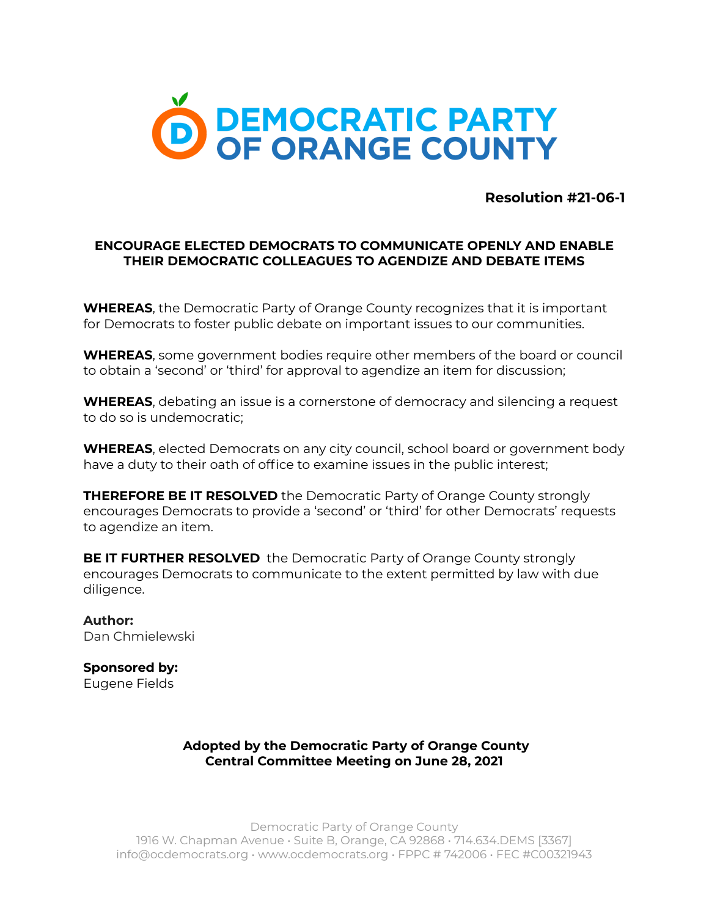# DEMOCRATIC PARTY OF ORANGE COUNTY

**Resolution #21-06-1**

## ENCOURAGE ELECTED DEMOCRATS TO COMMUNICATE OPENLY AND ENABLE THEIR DEMOCRATIC COLLEAGUES TO AGENDIZE AND DEBATE ITEMS

**WHEREAS**, the Democratic Party of Orange County recognizes that it is important for Democrats to foster public debate on important issues to our communities.

**WHEREAS**, some government bodies require other members of the board or council to obtain a 'second' or 'third' for approval to agendize an item for discussion;

**WHEREAS**, debating an issue is a cornerstone of democracy and silencing a request to do so is undemocratic;

**WHEREAS**, elected Democrats on any city council, school board or government body have a duty to their oath of office to examine issues in the public interest;

**THEREFORE BE IT RESOLVED** the Democratic Party of Orange County strongly encourages Democrats to provide a 'second' or 'third' for other Democrats' requests to agendize an item.

**BE IT FURTHER RESOLVED** the Democratic Party of Orange County strongly encourages Democrats to communicate to the extent permitted by law with due diligence.

**Author:**
Dan Chmielewski

**Sponsored by:**
Eugene Fields

**Adopted by the Democratic Party of Orange County Central Committee Meeting on June 28, 2021**

Democratic Party of Orange County
1916 W. Chapman Avenue • Suite B, Orange, CA 92868 • 714.634.DEMS [3367]
info@ocdemocrats.org • www.ocdemocrats.org • FPPC # 742006 • FEC #C00321943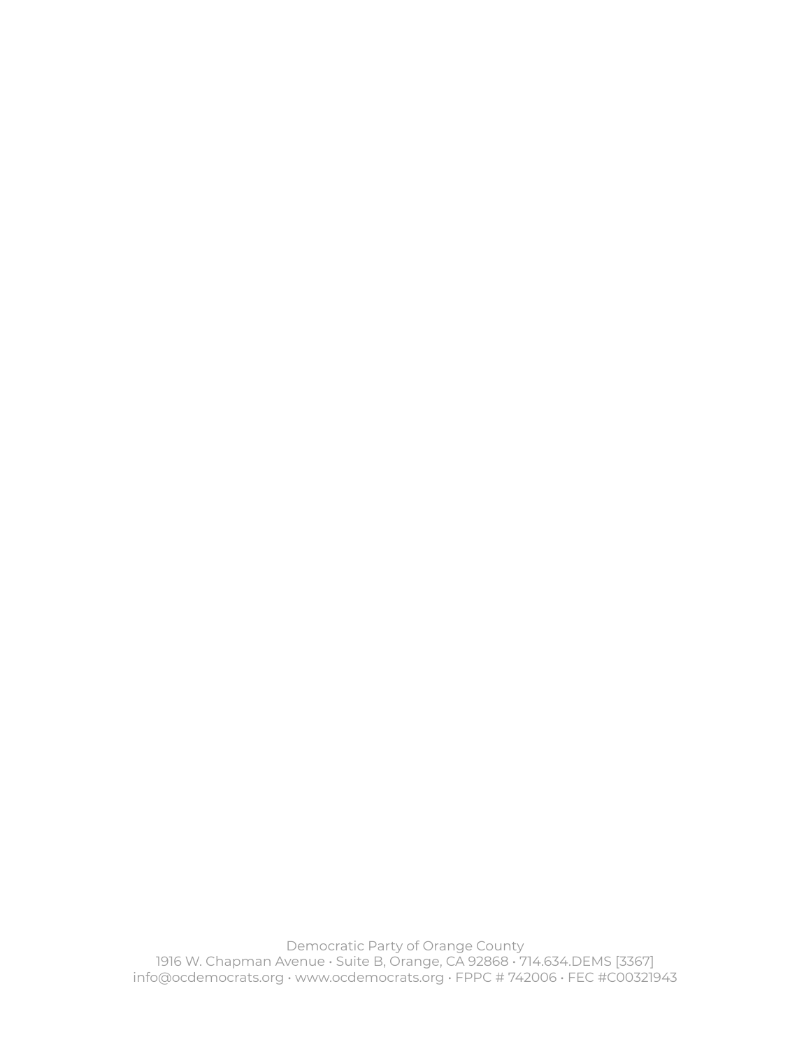Democratic Party of Orange County
1916 W. Chapman Avenue • Suite B, Orange, CA 92868 • 714.634.DEMS [3367]
info@ocdemocrats.org • www.ocdemocrats.org • FPPC # 742006 • FEC #C00321943